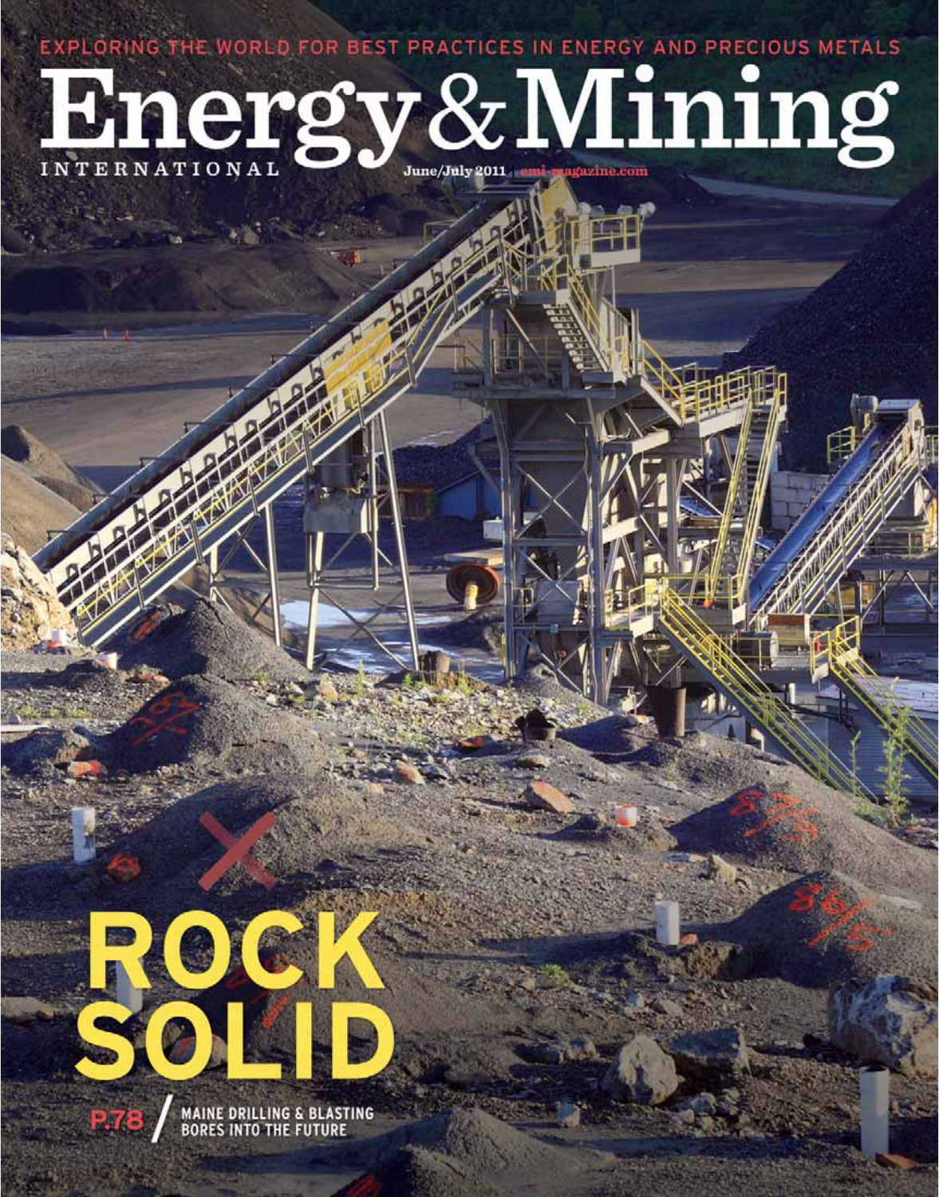EXPLORING THE WORLD FOR BEST PRACTICES IN ENERGY AND PRECIOUS METALS

# Energy & Mining

INTERNATIONAL

June/July 2011 | emi-magazine.com

## ROCK SOLID

P.78 / MAINE DRILLING & BLASTING BORES INTO THE FUTURE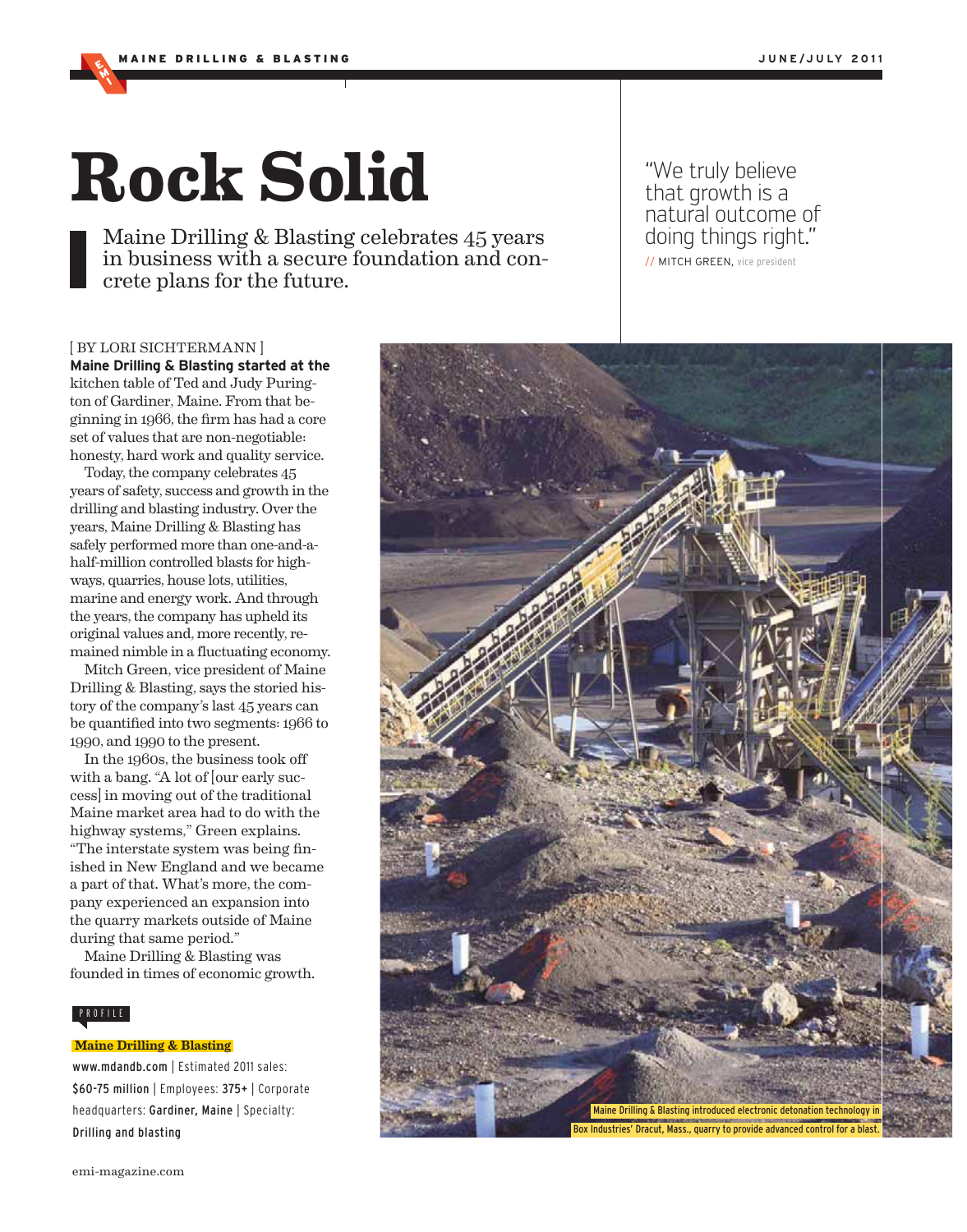# Rock Solid

Maine Drilling & Blasting celebrates 45 years in business with a secure foundation and concrete plans for the future.

> "We truly believe that growth is a natural outcome of doing things right."
> // MITCH GREEN, vice president

[ BY LORI SICHTERMANN ]

**Maine Drilling & Blasting started at the** kitchen table of Ted and Judy Purington of Gardiner, Maine. From that beginning in 1966, the firm has had a core set of values that are non-negotiable: honesty, hard work and quality service.

Today, the company celebrates 45 years of safety, success and growth in the drilling and blasting industry. Over the years, Maine Drilling & Blasting has safely performed more than one-and-a-half-million controlled blasts for highways, quarries, house lots, utilities, marine and energy work. And through the years, the company has upheld its original values and, more recently, remained nimble in a fluctuating economy.

Mitch Green, vice president of Maine Drilling & Blasting, says the storied history of the company's last 45 years can be quantified into two segments: 1966 to 1990, and 1990 to the present.

In the 1960s, the business took off with a bang. "A lot of [our early success] in moving out of the traditional Maine market area had to do with the highway systems," Green explains. "The interstate system was being finished in New England and we became a part of that. What's more, the company experienced an expansion into the quarry markets outside of Maine during that same period."

Maine Drilling & Blasting was founded in times of economic growth.

PROFILE

**Maine Drilling & Blasting**

www.mandb.com | Estimated 2011 sales: $60-75 million | Employees: 375+ | Corporate headquarters: Gardiner, Maine | Specialty: Drilling and blasting

Maine Drilling & Blasting introduced electronic detonation technology in Box Industries' Dracut, Mass., quarry to provide advanced control for a blast.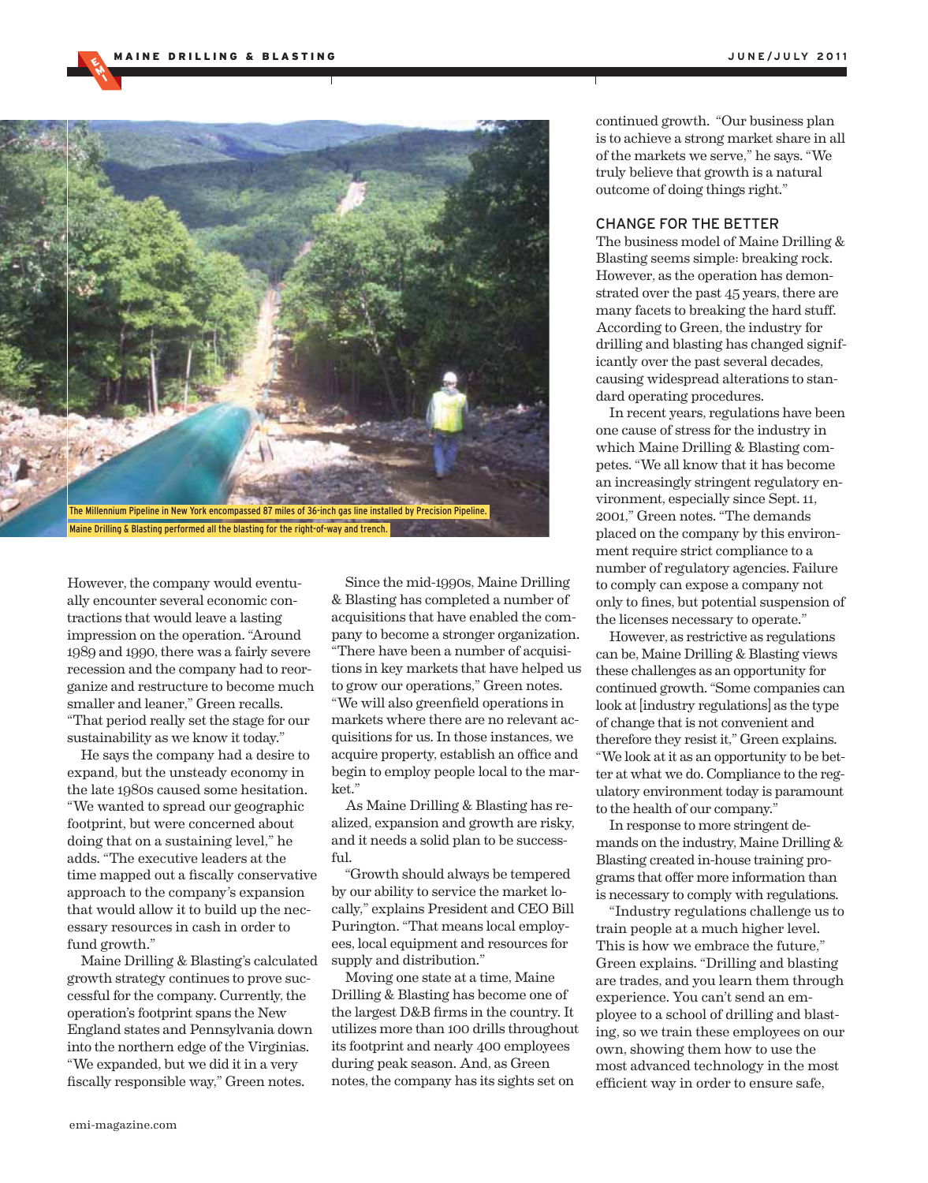The Millennium Pipeline in New York encompassed 87 miles of 36-inch gas line installed by Precision Pipeline. Maine Drilling & Blasting performed all the blasting for the right-of-way and trench.

However, the company would eventually encounter several economic contractions that would leave a lasting impression on the operation. "Around 1989 and 1990, there was a fairly severe recession and the company had to reorganize and restructure to become much smaller and leaner," Green recalls. "That period really set the stage for our sustainability as we know it today."

He says the company had a desire to expand, but the unsteady economy in the late 1980s caused some hesitation. "We wanted to spread our geographic footprint, but were concerned about doing that on a sustaining level," he adds. "The executive leaders at the time mapped out a fiscally conservative approach to the company's expansion that would allow it to build up the necessary resources in cash in order to fund growth."

Maine Drilling & Blasting's calculated growth strategy continues to prove successful for the company. Currently, the operation's footprint spans the New England states and Pennsylvania down into the northern edge of the Virginias. "We expanded, but we did it in a very fiscally responsible way," Green notes.

Since the mid-1990s, Maine Drilling & Blasting has completed a number of acquisitions that have enabled the company to become a stronger organization. "There have been a number of acquisitions in key markets that have helped us to grow our operations," Green notes. "We will also greenfield operations in markets where there are no relevant acquisitions for us. In those instances, we acquire property, establish an office and begin to employ people local to the market."

As Maine Drilling & Blasting has realized, expansion and growth are risky, and it needs a solid plan to be successful.

"Growth should always be tempered by our ability to service the market locally," explains President and CEO Bill Purington. "That means local employees, local equipment and resources for supply and distribution."

Moving one state at a time, Maine Drilling & Blasting has become one of the largest D&B firms in the country. It utilizes more than 100 drills throughout its footprint and nearly 400 employees during peak season. And, as Green notes, the company has its sights set on continued growth. "Our business plan is to achieve a strong market share in all of the markets we serve," he says. "We truly believe that growth is a natural outcome of doing things right."

## CHANGE FOR THE BETTER

The business model of Maine Drilling & Blasting seems simple: breaking rock. However, as the operation has demonstrated over the past 45 years, there are many facets to breaking the hard stuff. According to Green, the industry for drilling and blasting has changed significantly over the past several decades, causing widespread alterations to standard operating procedures.

In recent years, regulations have been one cause of stress for the industry in which Maine Drilling & Blasting competes. "We all know that it has become an increasingly stringent regulatory environment, especially since Sept. 11, 2001," Green notes. "The demands placed on the company by this environment require strict compliance to a number of regulatory agencies. Failure to comply can expose a company not only to fines, but potential suspension of the licenses necessary to operate."

However, as restrictive as regulations can be, Maine Drilling & Blasting views these challenges as an opportunity for continued growth. "Some companies can look at [industry regulations] as the type of change that is not convenient and therefore they resist it," Green explains. "We look at it as an opportunity to be better at what we do. Compliance to the regulatory environment today is paramount to the health of our company."

In response to more stringent demands on the industry, Maine Drilling & Blasting created in-house training programs that offer more information than is necessary to comply with regulations.

"Industry regulations challenge us to train people at a much higher level. This is how we embrace the future," Green explains. "Drilling and blasting are trades, and you learn them through experience. You can't send an employee to a school of drilling and blasting, so we train these employees on our own, showing them how to use the most advanced technology in the most efficient way in order to ensure safe,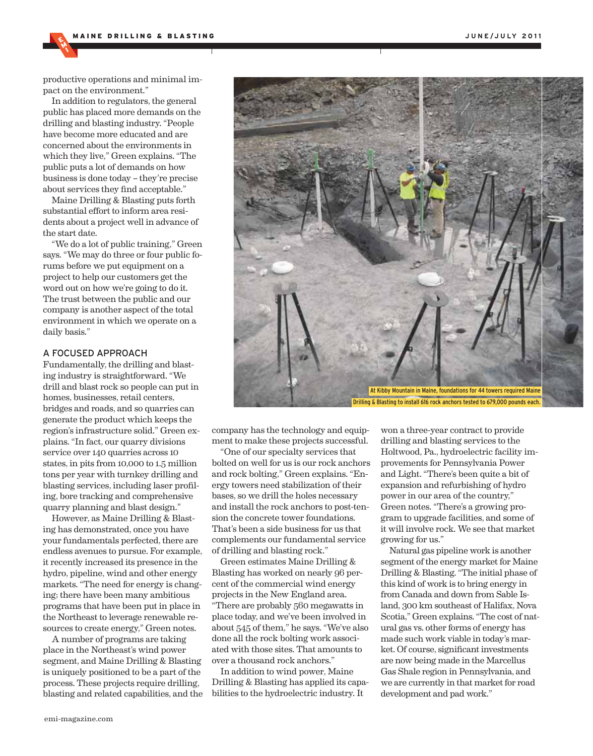productive operations and minimal impact on the environment."

In addition to regulators, the general public has placed more demands on the drilling and blasting industry. "People have become more educated and are concerned about the environments in which they live," Green explains. "The public puts a lot of demands on how business is done today – they're precise about services they find acceptable."

Maine Drilling & Blasting puts forth substantial effort to inform area residents about a project well in advance of the start date.

"We do a lot of public training," Green says. "We may do three or four public forums before we put equipment on a project to help our customers get the word out on how we're going to do it. The trust between the public and our company is another aspect of the total environment in which we operate on a daily basis."

## A FOCUSED APPROACH

Fundamentally, the drilling and blasting industry is straightforward. "We drill and blast rock so people can put in homes, businesses, retail centers, bridges and roads, and so quarries can generate the product which keeps the region's infrastructure solid." Green explains. "In fact, our quarry divisions service over 140 quarries across 10 states, in pits from 10,000 to 1.5 million tons per year with turnkey drilling and blasting services, including laser profiling, bore tracking and comprehensive quarry planning and blast design."

However, as Maine Drilling & Blasting has demonstrated, once you have your fundamentals perfected, there are endless avenues to pursue. For example, it recently increased its presence in the hydro, pipeline, wind and other energy markets. "The need for energy is changing; there have been many ambitious programs that have been put in place in the Northeast to leverage renewable resources to create energy," Green notes.

A number of programs are taking place in the Northeast's wind power segment, and Maine Drilling & Blasting is uniquely positioned to be a part of the process. These projects require drilling, blasting and related capabilities, and the company has the technology and equipment to make these projects successful.

At Kibby Mountain in Maine, foundations for 44 towers required Maine Drilling & Blasting to install 616 rock anchors tested to 679,000 pounds each.

"One of our specialty services that bolted on well for us is our rock anchors and rock bolting," Green explains. "Energy towers need stabilization of their bases, so we drill the holes necessary and install the rock anchors to post-tension the concrete tower foundations. That's been a side business for us that complements our fundamental service of drilling and blasting rock."

Green estimates Maine Drilling & Blasting has worked on nearly 96 percent of the commercial wind energy projects in the New England area. "There are probably 560 megawatts in place today, and we've been involved in about 545 of them," he says. "We've also done all the rock bolting work associated with those sites. That amounts to over a thousand rock anchors."

In addition to wind power, Maine Drilling & Blasting has applied its capabilities to the hydroelectric industry. It won a three-year contract to provide drilling and blasting services to the Holtwood, Pa., hydroelectric facility improvements for Pennsylvania Power and Light. "There's been quite a bit of expansion and refurbishing of hydro power in our area of the country," Green notes. "There's a growing program to upgrade facilities, and some of it will involve rock. We see that market growing for us."

Natural gas pipeline work is another segment of the energy market for Maine Drilling & Blasting. "The initial phase of this kind of work is to bring energy in from Canada and down from Sable Island, 300 km southeast of Halifax, Nova Scotia," Green explains. "The cost of natural gas vs. other forms of energy has made such work viable in today's market. Of course, significant investments are now being made in the Marcellus Gas Shale region in Pennsylvania, and we are currently in that market for road development and pad work."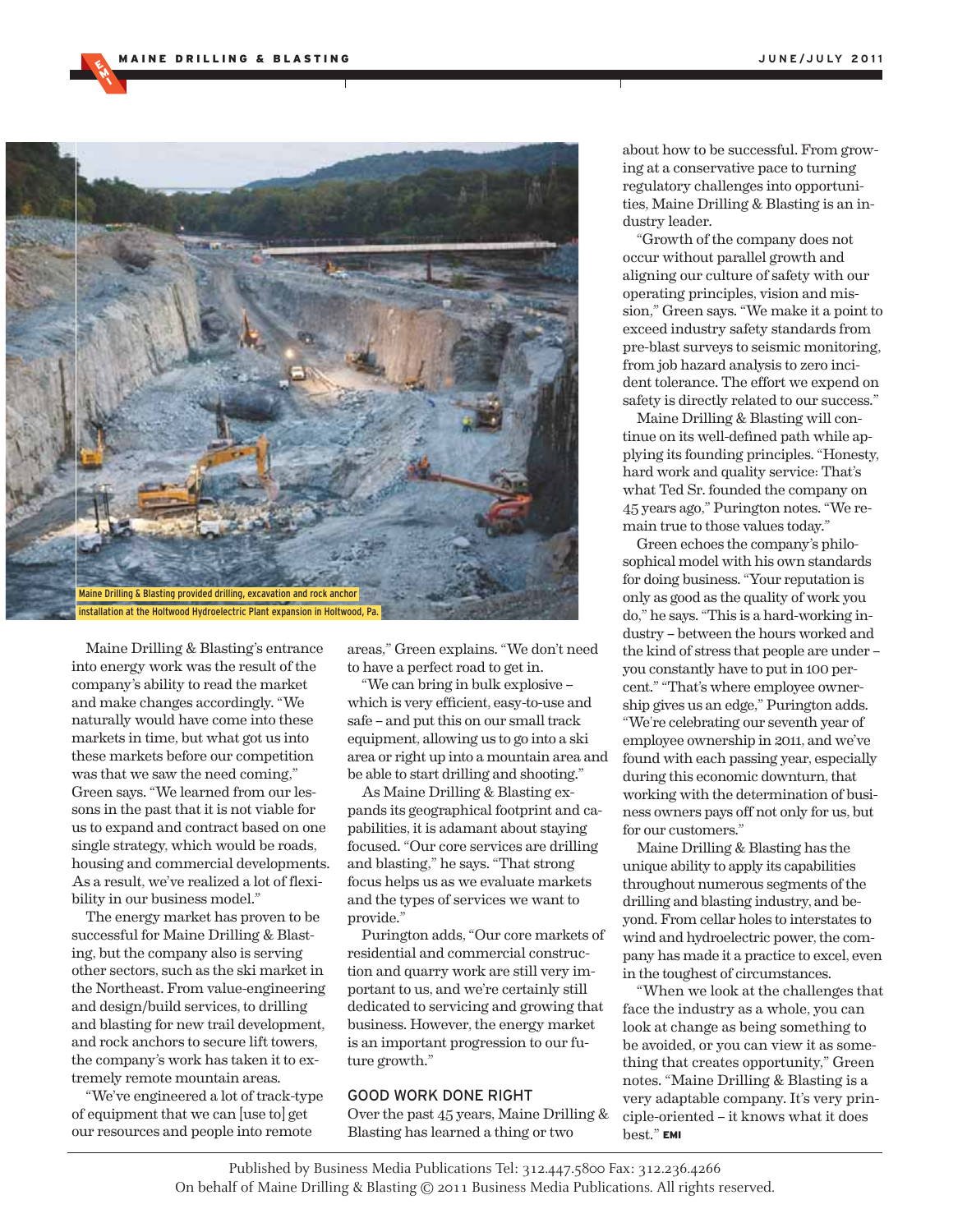Maine Drilling & Blasting provided drilling, excavation and rock anchor installation at the Holtwood Hydroelectric Plant expansion in Holtwood, Pa.

Maine Drilling & Blasting's entrance into energy work was the result of the company's ability to read the market and make changes accordingly. "We naturally would have come into these markets in time, but what got us into these markets before our competition was that we saw the need coming," Green says. "We learned from our lessons in the past that it is not viable for us to expand and contract based on one single strategy, which would be roads, housing and commercial developments. As a result, we've realized a lot of flexibility in our business model."

The energy market has proven to be successful for Maine Drilling & Blasting, but the company also is serving other sectors, such as the ski market in the Northeast. From value-engineering and design/build services, to drilling and blasting for new trail development, and rock anchors to secure lift towers, the company's work has taken it to extremely remote mountain areas.

"We've engineered a lot of track-type of equipment that we can [use to] get our resources and people into remote areas," Green explains. "We don't need to have a perfect road to get in.

"We can bring in bulk explosive – which is very efficient, easy-to-use and safe – and put this on our small track equipment, allowing us to go into a ski area or right up into a mountain area and be able to start drilling and shooting."

As Maine Drilling & Blasting expands its geographical footprint and capabilities, it is adamant about staying focused. "Our core services are drilling and blasting," he says. "That strong focus helps us as we evaluate markets and the types of services we want to provide."

Purington adds, "Our core markets of residential and commercial construction and quarry work are still very important to us, and we're certainly still dedicated to servicing and growing that business. However, the energy market is an important progression to our future growth."

## GOOD WORK DONE RIGHT

Over the past 45 years, Maine Drilling & Blasting has learned a thing or two about how to be successful. From growing at a conservative pace to turning regulatory challenges into opportunities, Maine Drilling & Blasting is an industry leader.

"Growth of the company does not occur without parallel growth and aligning our culture of safety with our operating principles, vision and mission," Green says. "We make it a point to exceed industry safety standards from pre-blast surveys to seismic monitoring, from job hazard analysis to zero incident tolerance. The effort we expend on safety is directly related to our success."

Maine Drilling & Blasting will continue on its well-defined path while applying its founding principles. "Honesty, hard work and quality service: That's what Ted Sr. founded the company on 45 years ago," Purington notes. "We remain true to those values today."

Green echoes the company's philosophical model with his own standards for doing business. "Your reputation is only as good as the quality of work you do," he says. "This is a hard-working industry – between the hours worked and the kind of stress that people are under – you constantly have to put in 100 percent." "That's where employee ownership gives us an edge," Purington adds. "We're celebrating our seventh year of employee ownership in 2011, and we've found with each passing year, especially during this economic downturn, that working with the determination of business owners pays off not only for us, but for our customers."

Maine Drilling & Blasting has the unique ability to apply its capabilities throughout numerous segments of the drilling and blasting industry, and beyond. From cellar holes to interstates to wind and hydroelectric power, the company has made it a practice to excel, even in the toughest of circumstances.

"When we look at the challenges that face the industry as a whole, you can look at change as being something to be avoided, or you can view it as something that creates opportunity," Green notes. "Maine Drilling & Blasting is a very adaptable company. It's very principle-oriented – it knows what it does best." **EMI**

Published by Business Media Publications Tel: 312.447.5800 Fax: 312.236.4266
On behalf of Maine Drilling & Blasting © 2011 Business Media Publications. All rights reserved.